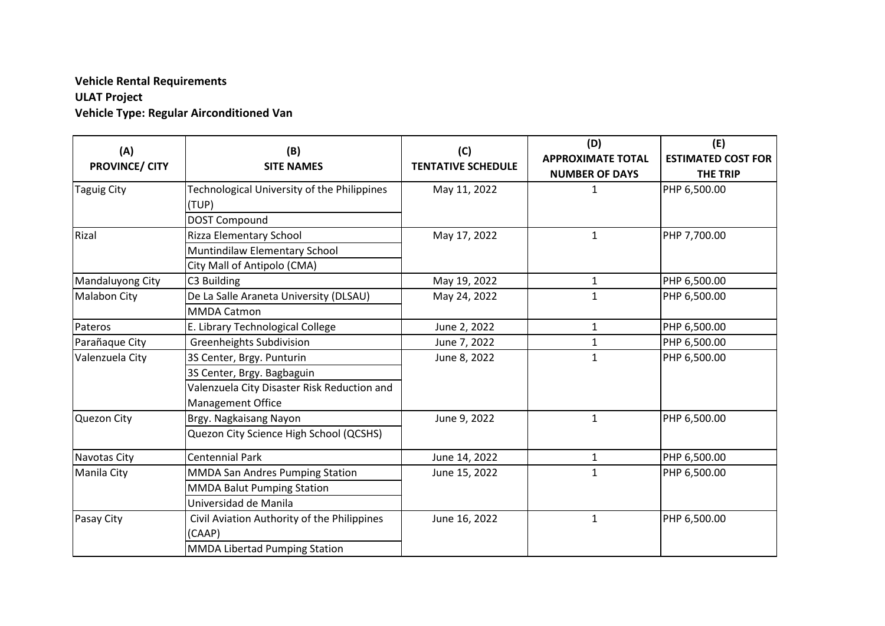**Vehicle Rental Requirements**
**ULAT Project**
**Vehicle Type: Regular Airconditioned Van**

| (A)<br>PROVINCE/ CITY | (B)<br>SITE NAMES | (C)<br>TENTATIVE SCHEDULE | (D)<br>APPROXIMATE TOTAL NUMBER OF DAYS | (E)<br>ESTIMATED COST FOR THE TRIP |
|---|---|---|---|---|
| Taguig City | Technological University of the Philippines (TUP)<br>DOST Compound | May 11, 2022 | 1 | PHP 6,500.00 |
| Rizal | Rizza Elementary School<br>Muntindilaw Elementary School<br>City Mall of Antipolo (CMA) | May 17, 2022 | 1 | PHP 7,700.00 |
| Mandaluyong City | C3 Building | May 19, 2022 | 1 | PHP 6,500.00 |
| Malabon City | De La Salle Araneta University (DLSAU)<br>MMDA Catmon | May 24, 2022 | 1 | PHP 6,500.00 |
| Pateros | E. Library Technological College | June 2, 2022 | 1 | PHP 6,500.00 |
| Parañaque City | Greenheights Subdivision | June 7, 2022 | 1 | PHP 6,500.00 |
| Valenzuela City | 3S Center, Brgy. Punturin<br>3S Center, Brgy. Bagbaguin<br>Valenzuela City Disaster Risk Reduction and Management Office | June 8, 2022 | 1 | PHP 6,500.00 |
| Quezon City | Brgy. Nagkaisang Nayon<br>Quezon City Science High School (QCSHS) | June 9, 2022 | 1 | PHP 6,500.00 |
| Navotas City | Centennial Park | June 14, 2022 | 1 | PHP 6,500.00 |
| Manila City | MMDA San Andres Pumping Station<br>MMDA Balut Pumping Station<br>Universidad de Manila | June 15, 2022 | 1 | PHP 6,500.00 |
| Pasay City | Civil Aviation Authority of the Philippines (CAAP)<br>MMDA Libertad Pumping Station | June 16, 2022 | 1 | PHP 6,500.00 |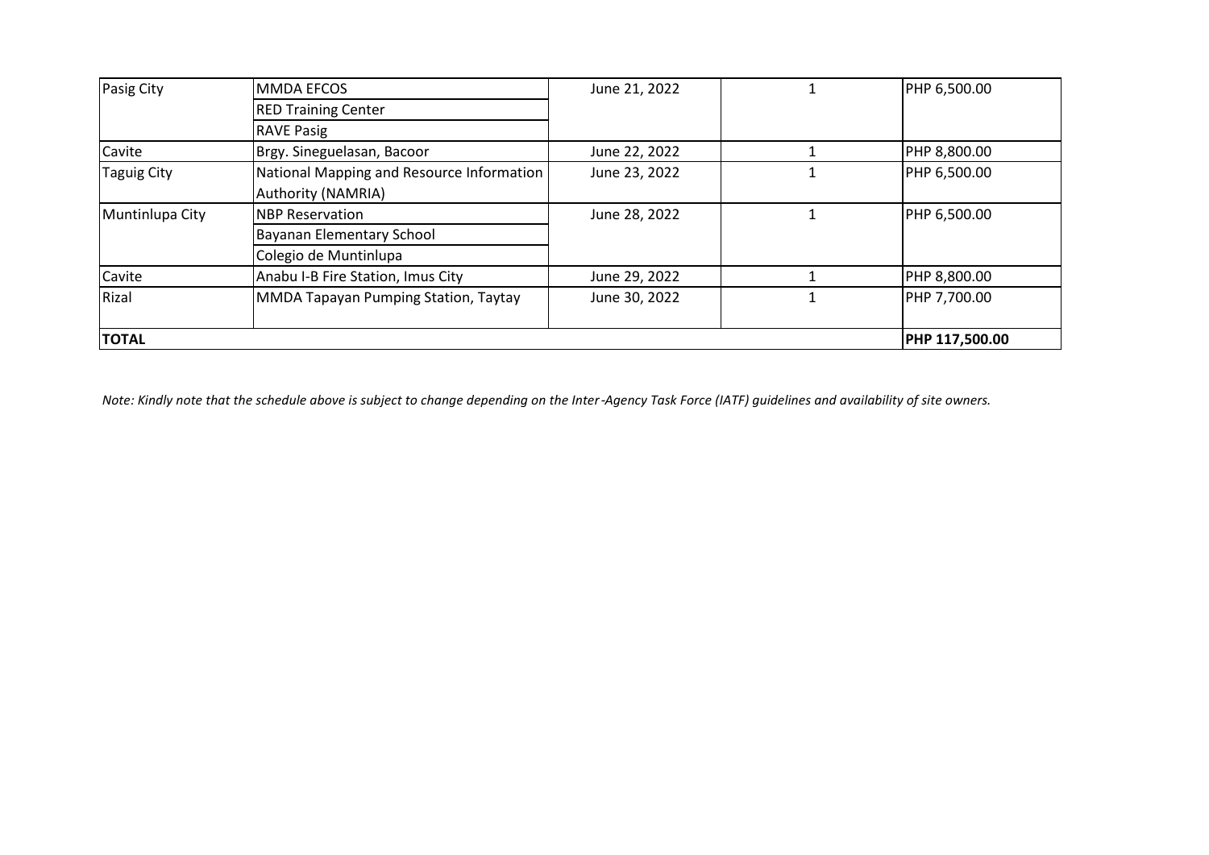| | | | | |
|---|---|---|---|---|
| Pasig City | MMDA EFCOS<br>RED Training Center<br>RAVE Pasig | June 21, 2022 | 1 | PHP 6,500.00 |
| Cavite | Brgy. Sineguelasan, Bacoor | June 22, 2022 | 1 | PHP 8,800.00 |
| Taguig City | National Mapping and Resource Information Authority (NAMRIA) | June 23, 2022 | 1 | PHP 6,500.00 |
| Muntinlupa City | NBP Reservation<br>Bayanan Elementary School<br>Colegio de Muntinlupa | June 28, 2022 | 1 | PHP 6,500.00 |
| Cavite | Anabu I-B Fire Station, Imus City | June 29, 2022 | 1 | PHP 8,800.00 |
| Rizal | MMDA Tapayan Pumping Station, Taytay | June 30, 2022 | 1 | PHP 7,700.00 |
| **TOTAL** | | | | **PHP 117,500.00** |

*Note: Kindly note that the schedule above is subject to change depending on the Inter-Agency Task Force (IATF) guidelines and availability of site owners.*